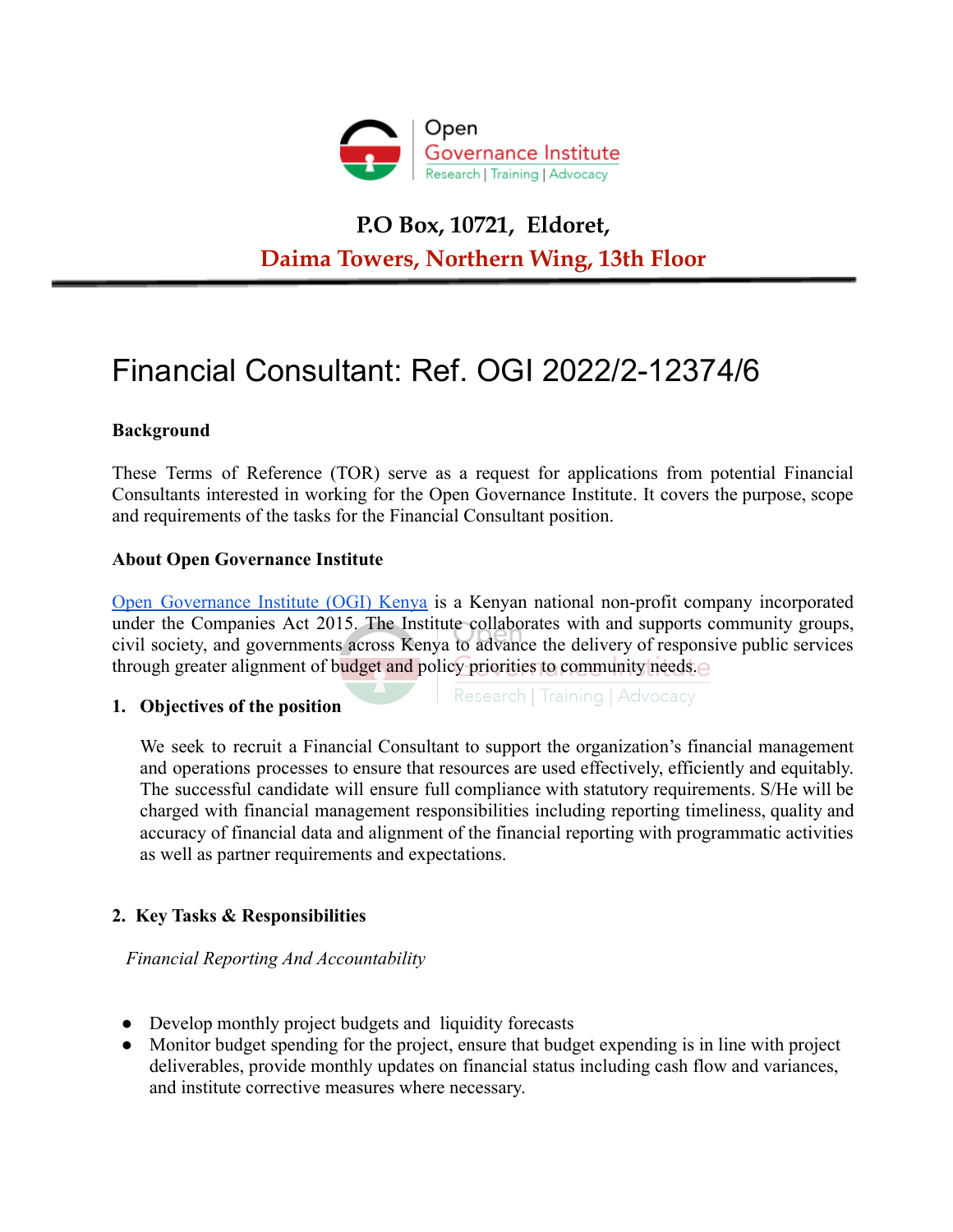Open
Governance Institute
Research | Training | Advocacy

**P.O Box, 10721, Eldoret,**

**Daima Towers, Northern Wing, 13th Floor**

# Financial Consultant: Ref. OGI 2022/2-12374/6

**Background**

These Terms of Reference (TOR) serve as a request for applications from potential Financial Consultants interested in working for the Open Governance Institute. It covers the purpose, scope and requirements of the tasks for the Financial Consultant position.

**About Open Governance Institute**

Open Governance Institute (OGI) Kenya is a Kenyan national non-profit company incorporated under the Companies Act 2015. The Institute collaborates with and supports community groups, civil society, and governments across Kenya to advance the delivery of responsive public services through greater alignment of budget and policy priorities to community needs.

**1. Objectives of the position**

We seek to recruit a Financial Consultant to support the organization's financial management and operations processes to ensure that resources are used effectively, efficiently and equitably. The successful candidate will ensure full compliance with statutory requirements. S/He will be charged with financial management responsibilities including reporting timeliness, quality and accuracy of financial data and alignment of the financial reporting with programmatic activities as well as partner requirements and expectations.

**2. Key Tasks & Responsibilities**

*Financial Reporting And Accountability*

- Develop monthly project budgets and liquidity forecasts
- Monitor budget spending for the project, ensure that budget expending is in line with project deliverables, provide monthly updates on financial status including cash flow and variances, and institute corrective measures where necessary.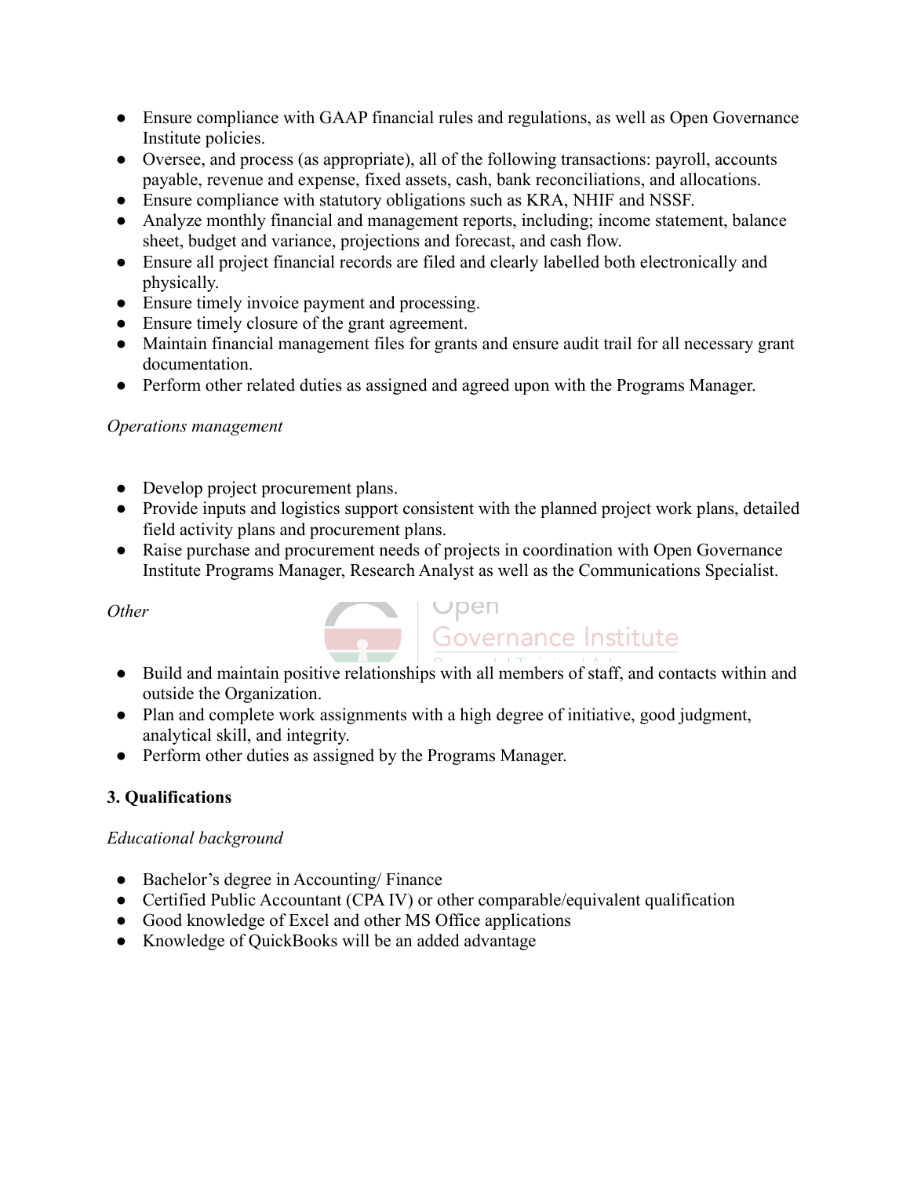- Ensure compliance with GAAP financial rules and regulations, as well as Open Governance Institute policies.
- Oversee, and process (as appropriate), all of the following transactions: payroll, accounts payable, revenue and expense, fixed assets, cash, bank reconciliations, and allocations.
- Ensure compliance with statutory obligations such as KRA, NHIF and NSSF.
- Analyze monthly financial and management reports, including; income statement, balance sheet, budget and variance, projections and forecast, and cash flow.
- Ensure all project financial records are filed and clearly labelled both electronically and physically.
- Ensure timely invoice payment and processing.
- Ensure timely closure of the grant agreement.
- Maintain financial management files for grants and ensure audit trail for all necessary grant documentation.
- Perform other related duties as assigned and agreed upon with the Programs Manager.

*Operations management*

- Develop project procurement plans.
- Provide inputs and logistics support consistent with the planned project work plans, detailed field activity plans and procurement plans.
- Raise purchase and procurement needs of projects in coordination with Open Governance Institute Programs Manager, Research Analyst as well as the Communications Specialist.

*Other*

- Build and maintain positive relationships with all members of staff, and contacts within and outside the Organization.
- Plan and complete work assignments with a high degree of initiative, good judgment, analytical skill, and integrity.
- Perform other duties as assigned by the Programs Manager.

**3. Qualifications**

*Educational background*

- Bachelor's degree in Accounting/ Finance
- Certified Public Accountant (CPA IV) or other comparable/equivalent qualification
- Good knowledge of Excel and other MS Office applications
- Knowledge of QuickBooks will be an added advantage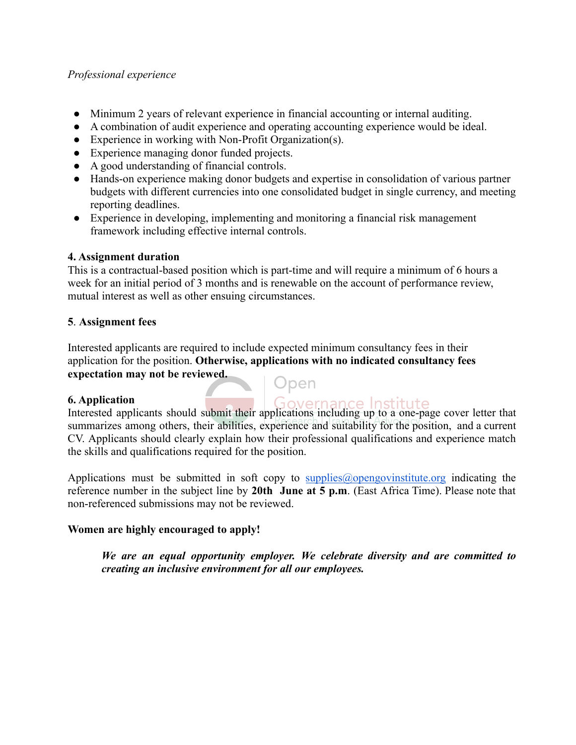*Professional experience*

- Minimum 2 years of relevant experience in financial accounting or internal auditing.
- A combination of audit experience and operating accounting experience would be ideal.
- Experience in working with Non-Profit Organization(s).
- Experience managing donor funded projects.
- A good understanding of financial controls.
- Hands-on experience making donor budgets and expertise in consolidation of various partner budgets with different currencies into one consolidated budget in single currency, and meeting reporting deadlines.
- Experience in developing, implementing and monitoring a financial risk management framework including effective internal controls.

**4. Assignment duration**

This is a contractual-based position which is part-time and will require a minimum of 6 hours a week for an initial period of 3 months and is renewable on the account of performance review, mutual interest as well as other ensuing circumstances.

**5. Assignment fees**

Interested applicants are required to include expected minimum consultancy fees in their application for the position. **Otherwise, applications with no indicated consultancy fees expectation may not be reviewed.**

**6. Application**

Interested applicants should submit their applications including up to a one-page cover letter that summarizes among others, their abilities, experience and suitability for the position, and a current CV. Applicants should clearly explain how their professional qualifications and experience match the skills and qualifications required for the position.

Applications must be submitted in soft copy to supplies@opengovinstitute.org indicating the reference number in the subject line by **20th June at 5 p.m**. (East Africa Time). Please note that non-referenced submissions may not be reviewed.

**Women are highly encouraged to apply!**

***We are an equal opportunity employer. We celebrate diversity and are committed to creating an inclusive environment for all our employees.***